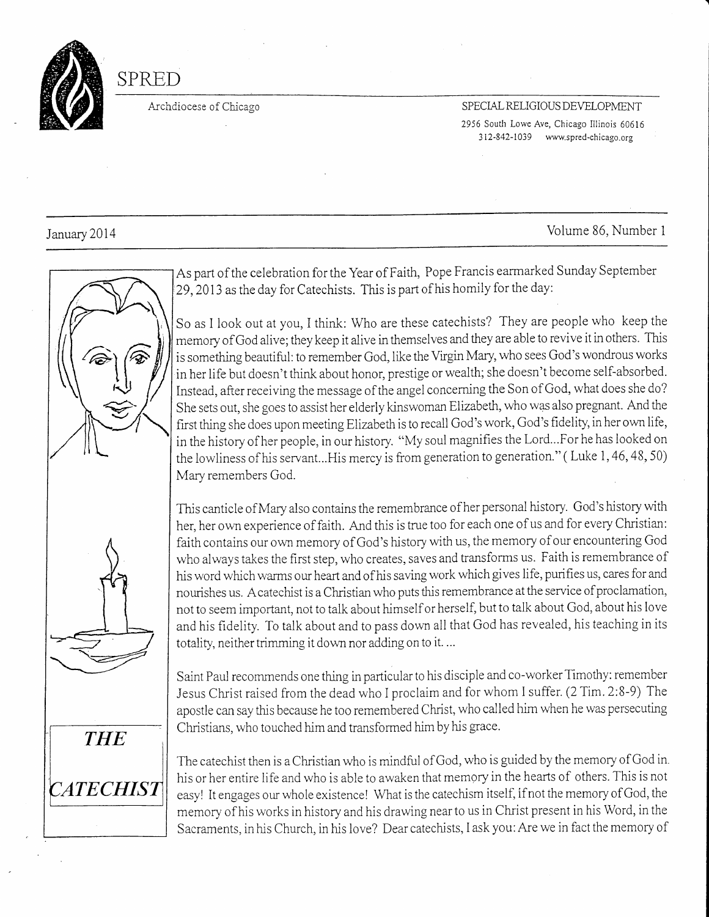# SPRED

Archdiocese of Chicago

SPECIAL RELIGIOUS DEVELOPMENT

2956 South Lowe Ave, Chicago Illinois 60616
312-842-1039 www.spred-chicago.org

January 2014

Volume 86, Number 1

***THE CATECHIST***

As part of the celebration for the Year of Faith, Pope Francis earmarked Sunday September 29, 2013 as the day for Catechists. This is part of his homily for the day:

So as I look out at you, I think: Who are these catechists? They are people who keep the memory of God alive; they keep it alive in themselves and they are able to revive it in others. This is something beautiful: to remember God, like the Virgin Mary, who sees God's wondrous works in her life but doesn't think about honor, prestige or wealth; she doesn't become self-absorbed. Instead, after receiving the message of the angel concerning the Son of God, what does she do? She sets out, she goes to assist her elderly kinswoman Elizabeth, who was also pregnant. And the first thing she does upon meeting Elizabeth is to recall God's work, God's fidelity, in her own life, in the history of her people, in our history. "My soul magnifies the Lord...For he has looked on the lowliness of his servant...His mercy is from generation to generation." ( Luke 1, 46, 48, 50) Mary remembers God.

This canticle of Mary also contains the remembrance of her personal history. God's history with her, her own experience of faith. And this is true too for each one of us and for every Christian: faith contains our own memory of God's history with us, the memory of our encountering God who always takes the first step, who creates, saves and transforms us. Faith is remembrance of his word which warms our heart and of his saving work which gives life, purifies us, cares for and nourishes us. A catechist is a Christian who puts this remembrance at the service of proclamation, not to seem important, not to talk about himself or herself, but to talk about God, about his love and his fidelity. To talk about and to pass down all that God has revealed, his teaching in its totality, neither trimming it down nor adding on to it. ...

Saint Paul recommends one thing in particular to his disciple and co-worker Timothy: remember Jesus Christ raised from the dead who I proclaim and for whom I suffer. (2 Tim. 2:8-9) The apostle can say this because he too remembered Christ, who called him when he was persecuting Christians, who touched him and transformed him by his grace.

The catechist then is a Christian who is mindful of God, who is guided by the memory of God in his or her entire life and who is able to awaken that memory in the hearts of others. This is not easy! It engages our whole existence! What is the catechism itself, if not the memory of God, the memory of his works in history and his drawing near to us in Christ present in his Word, in the Sacraments, in his Church, in his love? Dear catechists, I ask you: Are we in fact the memory of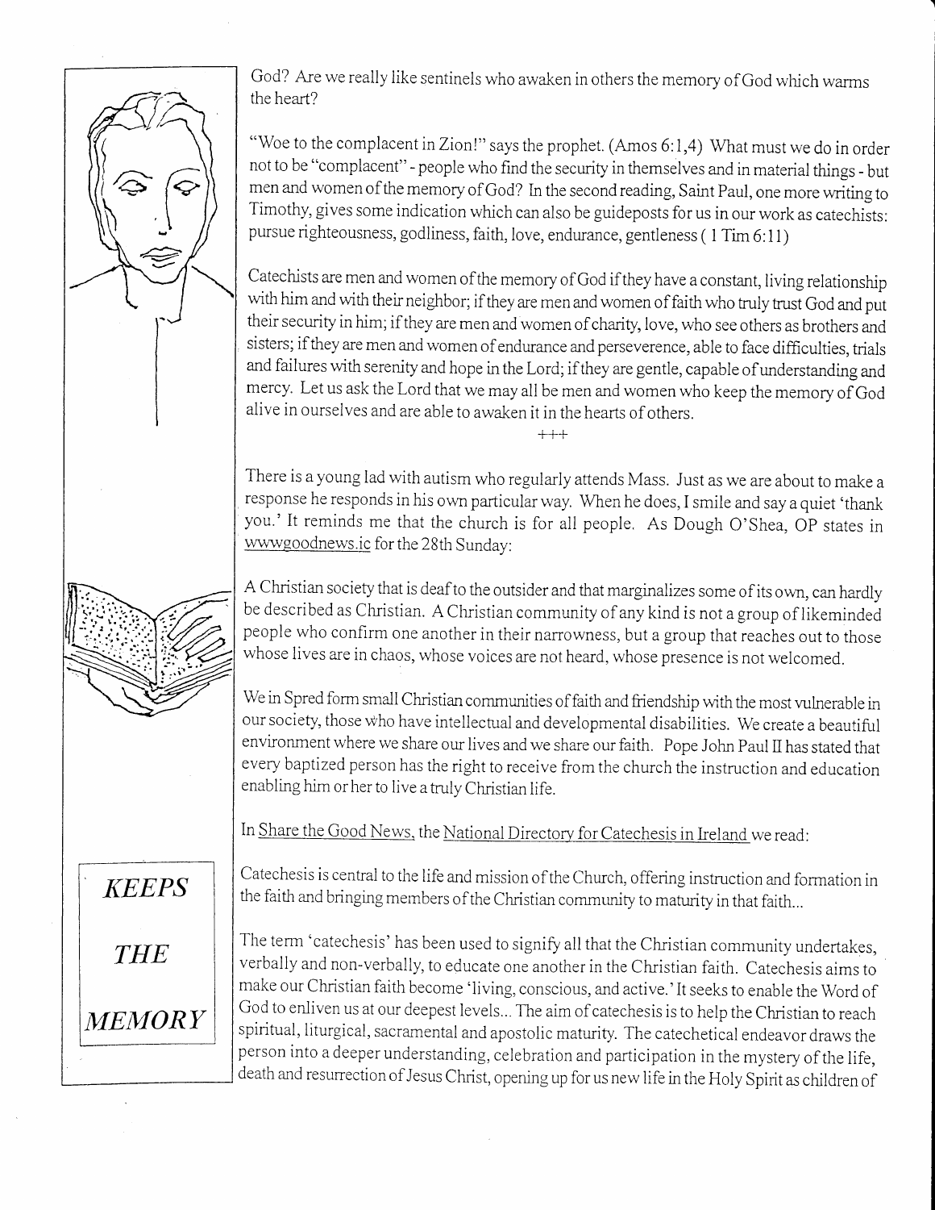God? Are we really like sentinels who awaken in others the memory of God which warms the heart?

"Woe to the complacent in Zion!" says the prophet. (Amos 6:1,4) What must we do in order not to be "complacent" - people who find the security in themselves and in material things - but men and women of the memory of God? In the second reading, Saint Paul, one more writing to Timothy, gives some indication which can also be guideposts for us in our work as catechists: pursue righteousness, godliness, faith, love, endurance, gentleness ( 1 Tim 6:11)

Catechists are men and women of the memory of God if they have a constant, living relationship with him and with their neighbor; if they are men and women of faith who truly trust God and put their security in him; if they are men and women of charity, love, who see others as brothers and sisters; if they are men and women of endurance and perseverence, able to face difficulties, trials and failures with serenity and hope in the Lord; if they are gentle, capable of understanding and mercy. Let us ask the Lord that we may all be men and women who keep the memory of God alive in ourselves and are able to awaken it in the hearts of others.

+++

There is a young lad with autism who regularly attends Mass. Just as we are about to make a response he responds in his own particular way. When he does, I smile and say a quiet 'thank you.' It reminds me that the church is for all people. As Dough O'Shea, OP states in wwwgoodnews.ic for the 28th Sunday:

A Christian society that is deaf to the outsider and that marginalizes some of its own, can hardly be described as Christian. A Christian community of any kind is not a group of likeminded people who confirm one another in their narrowness, but a group that reaches out to those whose lives are in chaos, whose voices are not heard, whose presence is not welcomed.

We in Spred form small Christian communities of faith and friendship with the most vulnerable in our society, those who have intellectual and developmental disabilities. We create a beautiful environment where we share our lives and we share our faith. Pope John Paul II has stated that every baptized person has the right to receive from the church the instruction and education enabling him or her to live a truly Christian life.

In Share the Good News, the National Directory for Catechesis in Ireland we read:

*KEEPS THE MEMORY*

Catechesis is central to the life and mission of the Church, offering instruction and formation in the faith and bringing members of the Christian community to maturity in that faith...

The term 'catechesis' has been used to signify all that the Christian community undertakes, verbally and non-verbally, to educate one another in the Christian faith. Catechesis aims to make our Christian faith become 'living, conscious, and active.' It seeks to enable the Word of God to enliven us at our deepest levels... The aim of catechesis is to help the Christian to reach spiritual, liturgical, sacramental and apostolic maturity. The catechetical endeavor draws the person into a deeper understanding, celebration and participation in the mystery of the life, death and resurrection of Jesus Christ, opening up for us new life in the Holy Spirit as children of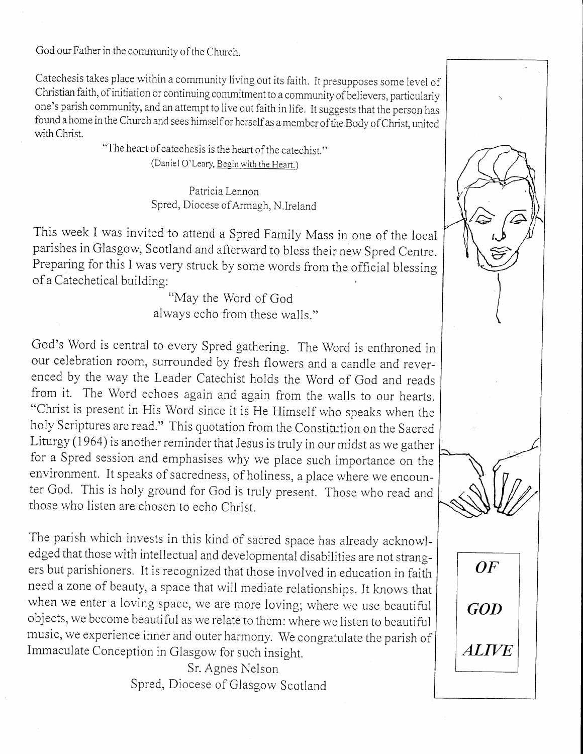God our Father in the community of the Church.

Catechesis takes place within a community living out its faith. It presupposes some level of Christian faith, of initiation or continuing commitment to a community of believers, particularly one's parish community, and an attempt to live out faith in life. It suggests that the person has found a home in the Church and sees himself or herself as a member of the Body of Christ, united with Christ.

"The heart of catechesis is the heart of the catechist."
(Daniel O'Leary, Begin with the Heart.)

Patricia Lennon
Spred, Diocese of Armagh, N.Ireland

This week I was invited to attend a Spred Family Mass in one of the local parishes in Glasgow, Scotland and afterward to bless their new Spred Centre. Preparing for this I was very struck by some words from the official blessing of a Catechetical building:

"May the Word of God
always echo from these walls."

God's Word is central to every Spred gathering. The Word is enthroned in our celebration room, surrounded by fresh flowers and a candle and reverenced by the way the Leader Catechist holds the Word of God and reads from it. The Word echoes again and again from the walls to our hearts. "Christ is present in His Word since it is He Himself who speaks when the holy Scriptures are read." This quotation from the Constitution on the Sacred Liturgy (1964) is another reminder that Jesus is truly in our midst as we gather for a Spred session and emphasises why we place such importance on the environment. It speaks of sacredness, of holiness, a place where we encounter God. This is holy ground for God is truly present. Those who read and those who listen are chosen to echo Christ.

The parish which invests in this kind of sacred space has already acknowledged that those with intellectual and developmental disabilities are not strangers but parishioners. It is recognized that those involved in education in faith need a zone of beauty, a space that will mediate relationships. It knows that when we enter a loving space, we are more loving; where we use beautiful objects, we become beautiful as we relate to them: where we listen to beautiful music, we experience inner and outer harmony. We congratulate the parish of Immaculate Conception in Glasgow for such insight.

Sr. Agnes Nelson
Spred, Diocese of Glasgow Scotland

***OF GOD ALIVE***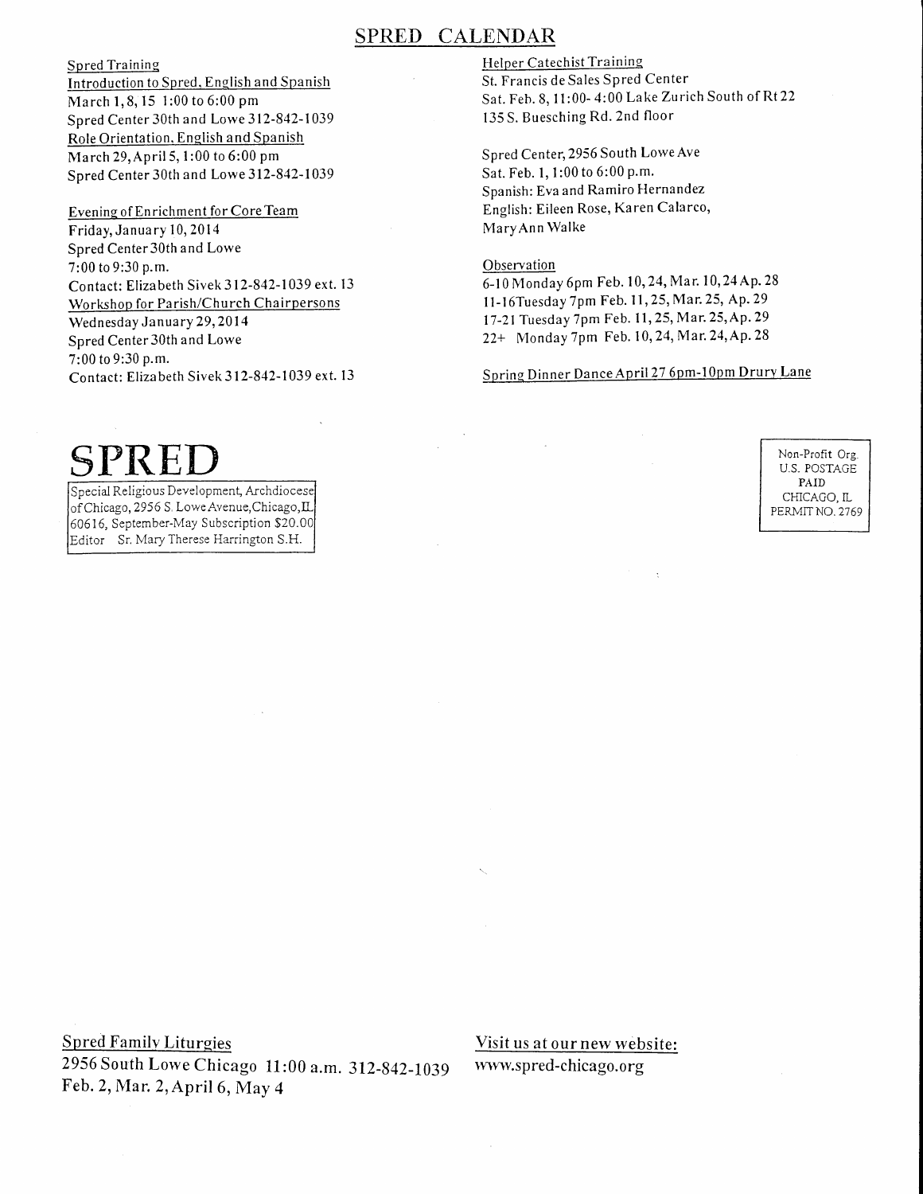# SPRED CALENDAR

Spred Training

Introduction to Spred, English and Spanish

March 1, 8, 15 1:00 to 6:00 pm

Spred Center 30th and Lowe 312-842-1039

Role Orientation, English and Spanish

March 29, April 5, 1:00 to 6:00 pm

Spred Center 30th and Lowe 312-842-1039

Evening of Enrichment for Core Team

Friday, January 10, 2014

Spred Center 30th and Lowe

7:00 to 9:30 p.m.

Contact: Elizabeth Sivek 312-842-1039 ext. 13

Workshop for Parish/Church Chairpersons

Wednesday January 29, 2014

Spred Center 30th and Lowe

7:00 to 9:30 p.m.

Contact: Elizabeth Sivek 312-842-1039 ext. 13

Helper Catechist Training

St. Francis de Sales Spred Center

Sat. Feb. 8, 11:00- 4:00 Lake Zurich South of Rt 22

135 S. Buesching Rd. 2nd floor

Spred Center, 2956 South Lowe Ave

Sat. Feb. 1, 1:00 to 6:00 p.m.

Spanish: Eva and Ramiro Hernandez

English: Eileen Rose, Karen Calarco, Mary Ann Walke

Observation

6-10 Monday 6pm Feb. 10, 24, Mar. 10, 24 Ap. 28

11-16 Tuesday 7pm Feb. 11, 25, Mar. 25, Ap. 29

17-21 Tuesday 7pm Feb. 11, 25, Mar. 25, Ap. 29

22+ Monday 7pm Feb. 10, 24, Mar. 24, Ap. 28

Spring Dinner Dance April 27 6pm-10pm Drury Lane

# SPRED

Special Religious Development, Archdiocese of Chicago, 2956 S. Lowe Avenue, Chicago, IL 60616, September-May Subscription $20.00
Editor Sr. Mary Therese Harrington S.H.

Non-Profit Org.
U.S. POSTAGE
PAID
CHICAGO, IL
PERMIT NO. 2769

Spred Family Liturgies

2956 South Lowe Chicago 11:00 a.m. 312-842-1039

Feb. 2, Mar. 2, April 6, May 4

Visit us at our new website:

www.spred-chicago.org